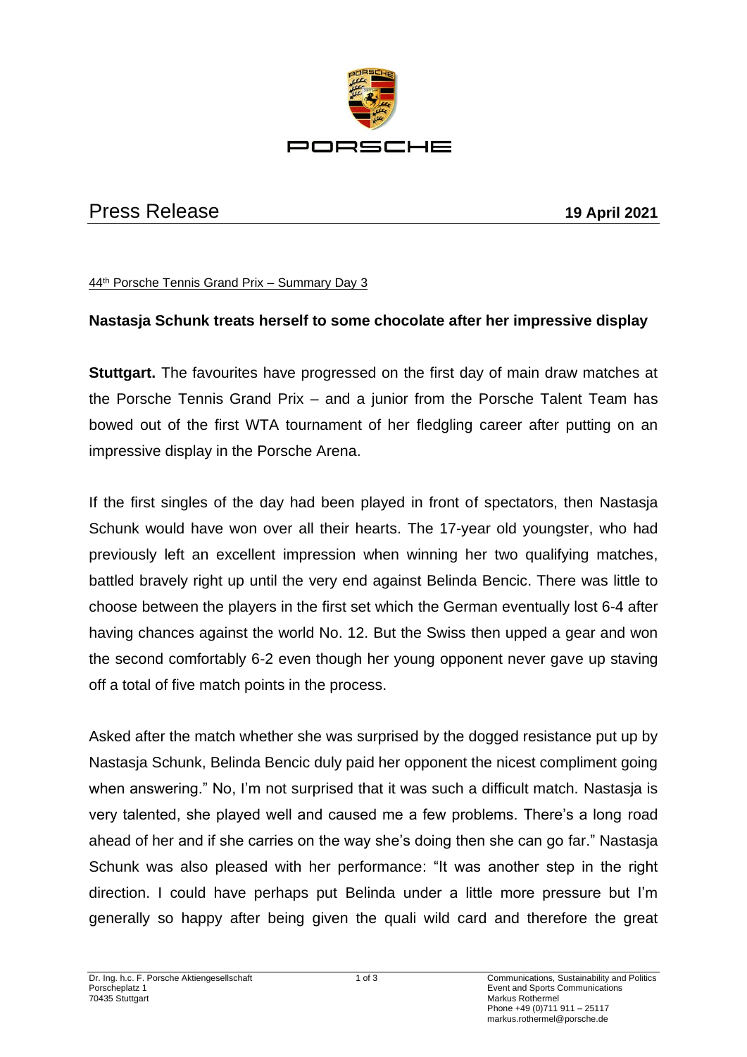# Press Release

**19 April 2021**

44th Porsche Tennis Grand Prix – Summary Day 3

**Nastasja Schunk treats herself to some chocolate after her impressive display**

**Stuttgart.** The favourites have progressed on the first day of main draw matches at the Porsche Tennis Grand Prix – and a junior from the Porsche Talent Team has bowed out of the first WTA tournament of her fledgling career after putting on an impressive display in the Porsche Arena.

If the first singles of the day had been played in front of spectators, then Nastasja Schunk would have won over all their hearts. The 17-year old youngster, who had previously left an excellent impression when winning her two qualifying matches, battled bravely right up until the very end against Belinda Bencic. There was little to choose between the players in the first set which the German eventually lost 6-4 after having chances against the world No. 12. But the Swiss then upped a gear and won the second comfortably 6-2 even though her young opponent never gave up staving off a total of five match points in the process.

Asked after the match whether she was surprised by the dogged resistance put up by Nastasja Schunk, Belinda Bencic duly paid her opponent the nicest compliment going when answering." No, I'm not surprised that it was such a difficult match. Nastasja is very talented, she played well and caused me a few problems. There's a long road ahead of her and if she carries on the way she's doing then she can go far." Nastasja Schunk was also pleased with her performance: "It was another step in the right direction. I could have perhaps put Belinda under a little more pressure but I'm generally so happy after being given the quali wild card and therefore the great

Dr. Ing. h.c. F. Porsche Aktiengesellschaft
Porscheplatz 1
70435 Stuttgart

Communications, Sustainability and Politics
Event and Sports Communications
Markus Rothermel
Phone +49 (0)711 911 – 25117
markus.rothermel@porsche.de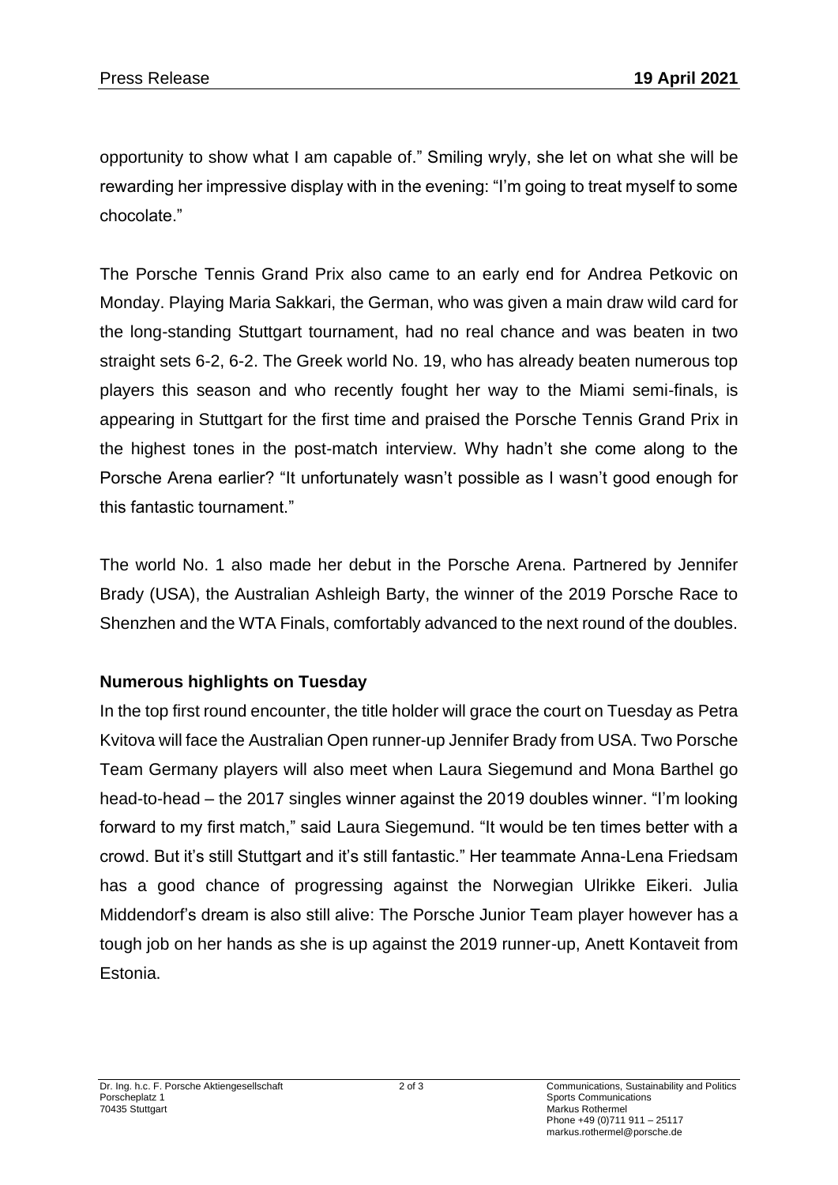opportunity to show what I am capable of." Smiling wryly, she let on what she will be rewarding her impressive display with in the evening: "I'm going to treat myself to some chocolate."

The Porsche Tennis Grand Prix also came to an early end for Andrea Petkovic on Monday. Playing Maria Sakkari, the German, who was given a main draw wild card for the long-standing Stuttgart tournament, had no real chance and was beaten in two straight sets 6-2, 6-2. The Greek world No. 19, who has already beaten numerous top players this season and who recently fought her way to the Miami semi-finals, is appearing in Stuttgart for the first time and praised the Porsche Tennis Grand Prix in the highest tones in the post-match interview. Why hadn't she come along to the Porsche Arena earlier? "It unfortunately wasn't possible as I wasn't good enough for this fantastic tournament."

The world No. 1 also made her debut in the Porsche Arena. Partnered by Jennifer Brady (USA), the Australian Ashleigh Barty, the winner of the 2019 Porsche Race to Shenzhen and the WTA Finals, comfortably advanced to the next round of the doubles.

**Numerous highlights on Tuesday**

In the top first round encounter, the title holder will grace the court on Tuesday as Petra Kvitova will face the Australian Open runner-up Jennifer Brady from USA. Two Porsche Team Germany players will also meet when Laura Siegemund and Mona Barthel go head-to-head – the 2017 singles winner against the 2019 doubles winner. "I'm looking forward to my first match," said Laura Siegemund. "It would be ten times better with a crowd. But it's still Stuttgart and it's still fantastic." Her teammate Anna-Lena Friedsam has a good chance of progressing against the Norwegian Ulrikke Eikeri. Julia Middendorf's dream is also still alive: The Porsche Junior Team player however has a tough job on her hands as she is up against the 2019 runner-up, Anett Kontaveit from Estonia.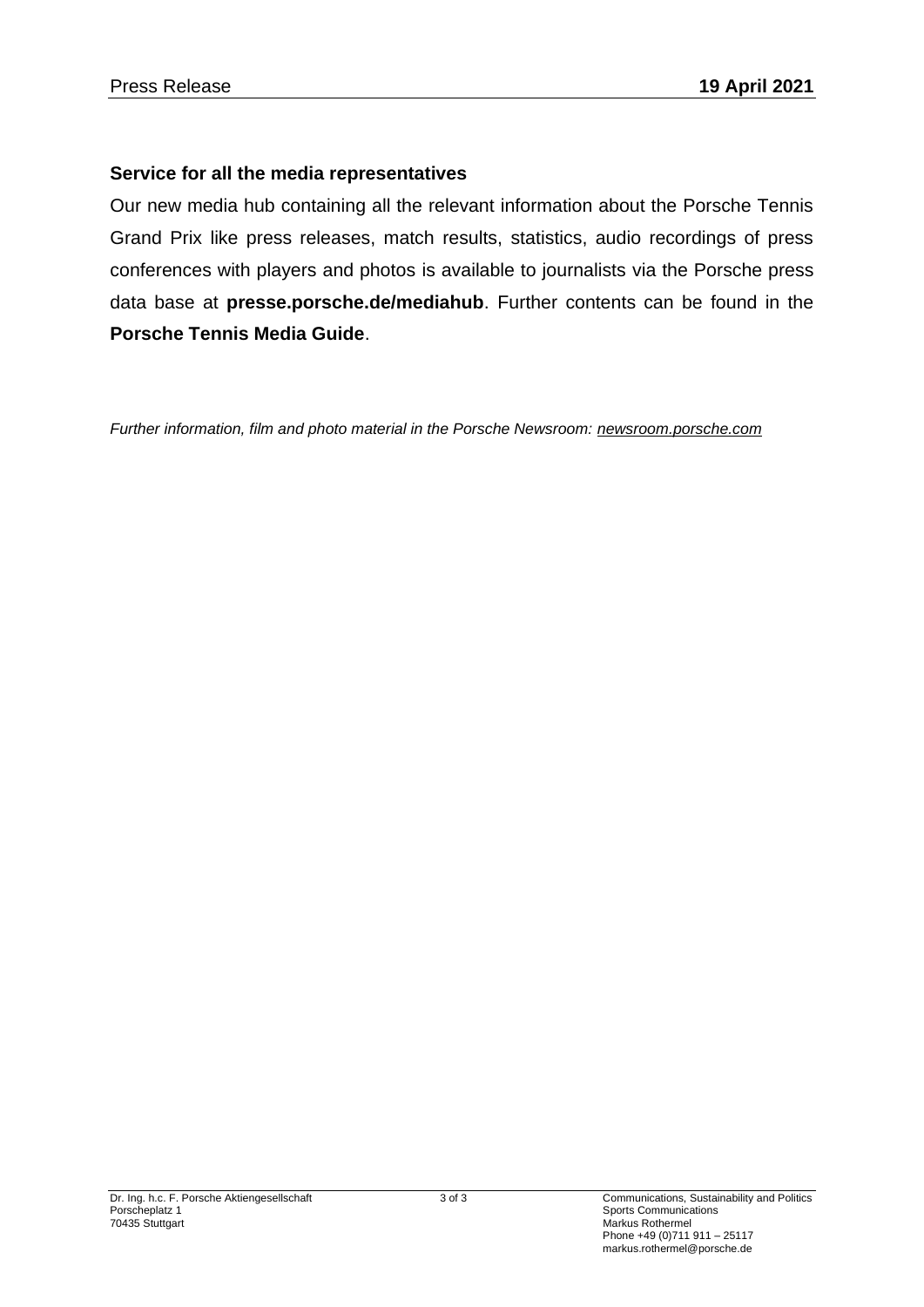## Service for all the media representatives

Our new media hub containing all the relevant information about the Porsche Tennis Grand Prix like press releases, match results, statistics, audio recordings of press conferences with players and photos is available to journalists via the Porsche press data base at **presse.porsche.de/mediahub**. Further contents can be found in the **Porsche Tennis Media Guide**.

*Further information, film and photo material in the Porsche Newsroom: newsroom.porsche.com*

Dr. Ing. h.c. F. Porsche Aktiengesellschaft
Porscheplatz 1
70435 Stuttgart

Communications, Sustainability and Politics
Sports Communications
Markus Rothermel
Phone +49 (0)711 911 – 25117
markus.rothermel@porsche.de